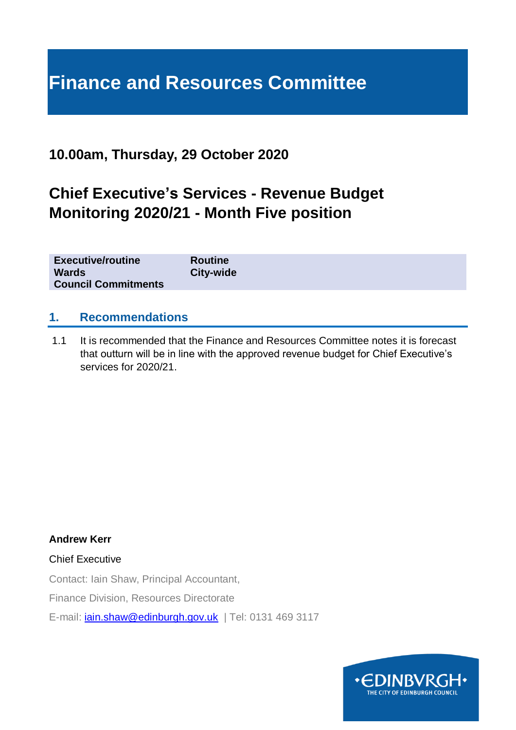# Finance and Resources Committee

## 10.00am, Thursday, 29 October 2020

## Chief Executive's Services - Revenue Budget Monitoring 2020/21 - Month Five position

| | |
|---|---|
| **Executive/routine** | **Routine** |
| **Wards** | **City-wide** |
| **Council Commitments** | |

## 1. Recommendations

1.1 It is recommended that the Finance and Resources Committee notes it is forecast that outturn will be in line with the approved revenue budget for Chief Executive's services for 2020/21.

**Andrew Kerr**

Chief Executive

Contact: Iain Shaw, Principal Accountant,

Finance Division, Resources Directorate

E-mail: iain.shaw@edinburgh.gov.uk | Tel: 0131 469 3117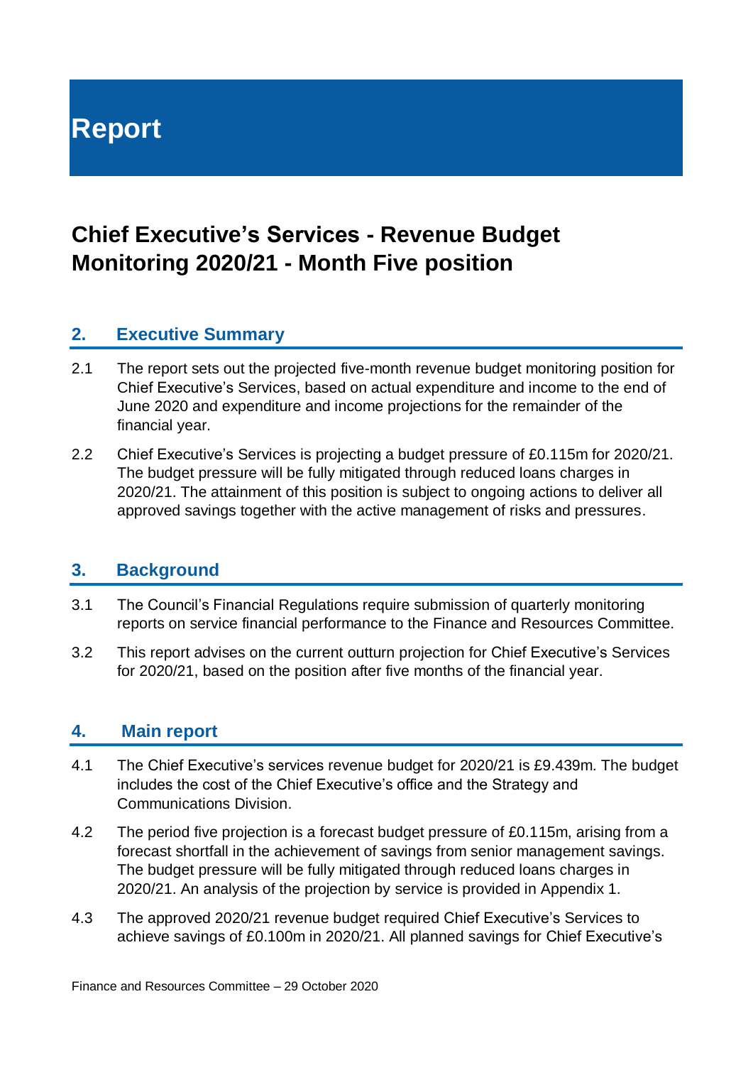# Report

## Chief Executive's Services - Revenue Budget Monitoring 2020/21 - Month Five position

## 2. Executive Summary

2.1 The report sets out the projected five-month revenue budget monitoring position for Chief Executive's Services, based on actual expenditure and income to the end of June 2020 and expenditure and income projections for the remainder of the financial year.

2.2 Chief Executive's Services is projecting a budget pressure of £0.115m for 2020/21. The budget pressure will be fully mitigated through reduced loans charges in 2020/21. The attainment of this position is subject to ongoing actions to deliver all approved savings together with the active management of risks and pressures.

## 3. Background

3.1 The Council's Financial Regulations require submission of quarterly monitoring reports on service financial performance to the Finance and Resources Committee.

3.2 This report advises on the current outturn projection for Chief Executive's Services for 2020/21, based on the position after five months of the financial year.

## 4. Main report

4.1 The Chief Executive's services revenue budget for 2020/21 is £9.439m. The budget includes the cost of the Chief Executive's office and the Strategy and Communications Division.

4.2 The period five projection is a forecast budget pressure of £0.115m, arising from a forecast shortfall in the achievement of savings from senior management savings. The budget pressure will be fully mitigated through reduced loans charges in 2020/21. An analysis of the projection by service is provided in Appendix 1.

4.3 The approved 2020/21 revenue budget required Chief Executive's Services to achieve savings of £0.100m in 2020/21. All planned savings for Chief Executive's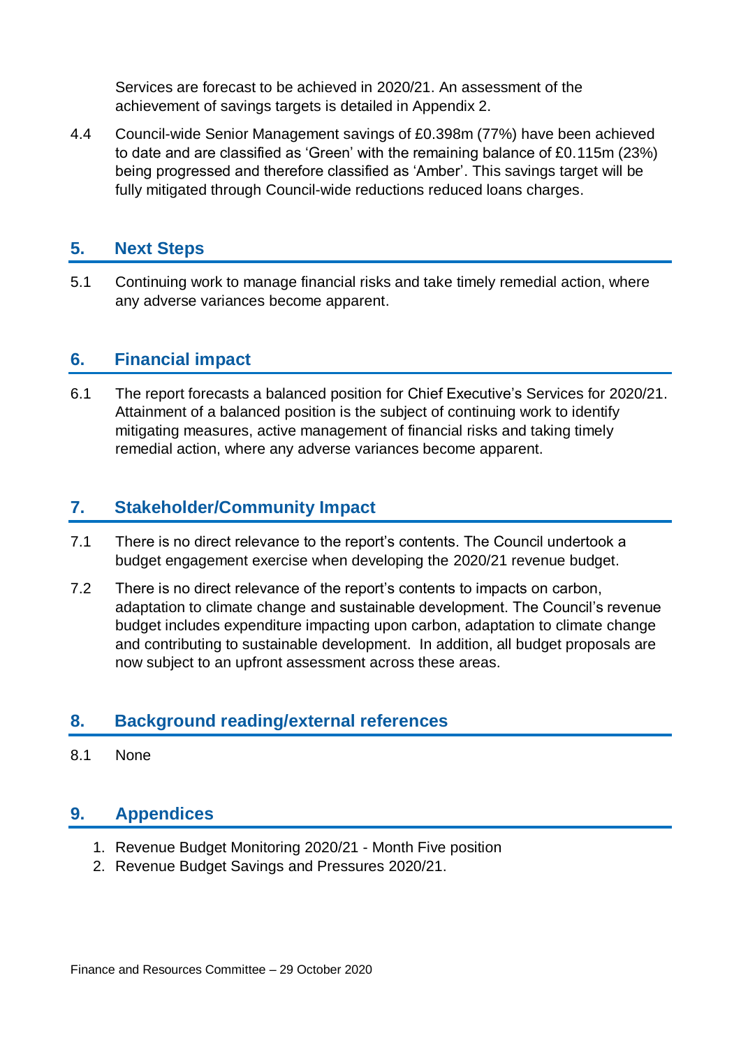Services are forecast to be achieved in 2020/21. An assessment of the achievement of savings targets is detailed in Appendix 2.

4.4 Council-wide Senior Management savings of £0.398m (77%) have been achieved to date and are classified as 'Green' with the remaining balance of £0.115m (23%) being progressed and therefore classified as 'Amber'. This savings target will be fully mitigated through Council-wide reductions reduced loans charges.

## 5. Next Steps

5.1 Continuing work to manage financial risks and take timely remedial action, where any adverse variances become apparent.

## 6. Financial impact

6.1 The report forecasts a balanced position for Chief Executive's Services for 2020/21. Attainment of a balanced position is the subject of continuing work to identify mitigating measures, active management of financial risks and taking timely remedial action, where any adverse variances become apparent.

## 7. Stakeholder/Community Impact

7.1 There is no direct relevance to the report's contents. The Council undertook a budget engagement exercise when developing the 2020/21 revenue budget.

7.2 There is no direct relevance of the report's contents to impacts on carbon, adaptation to climate change and sustainable development. The Council's revenue budget includes expenditure impacting upon carbon, adaptation to climate change and contributing to sustainable development. In addition, all budget proposals are now subject to an upfront assessment across these areas.

## 8. Background reading/external references

8.1 None

## 9. Appendices

1. Revenue Budget Monitoring 2020/21 - Month Five position
2. Revenue Budget Savings and Pressures 2020/21.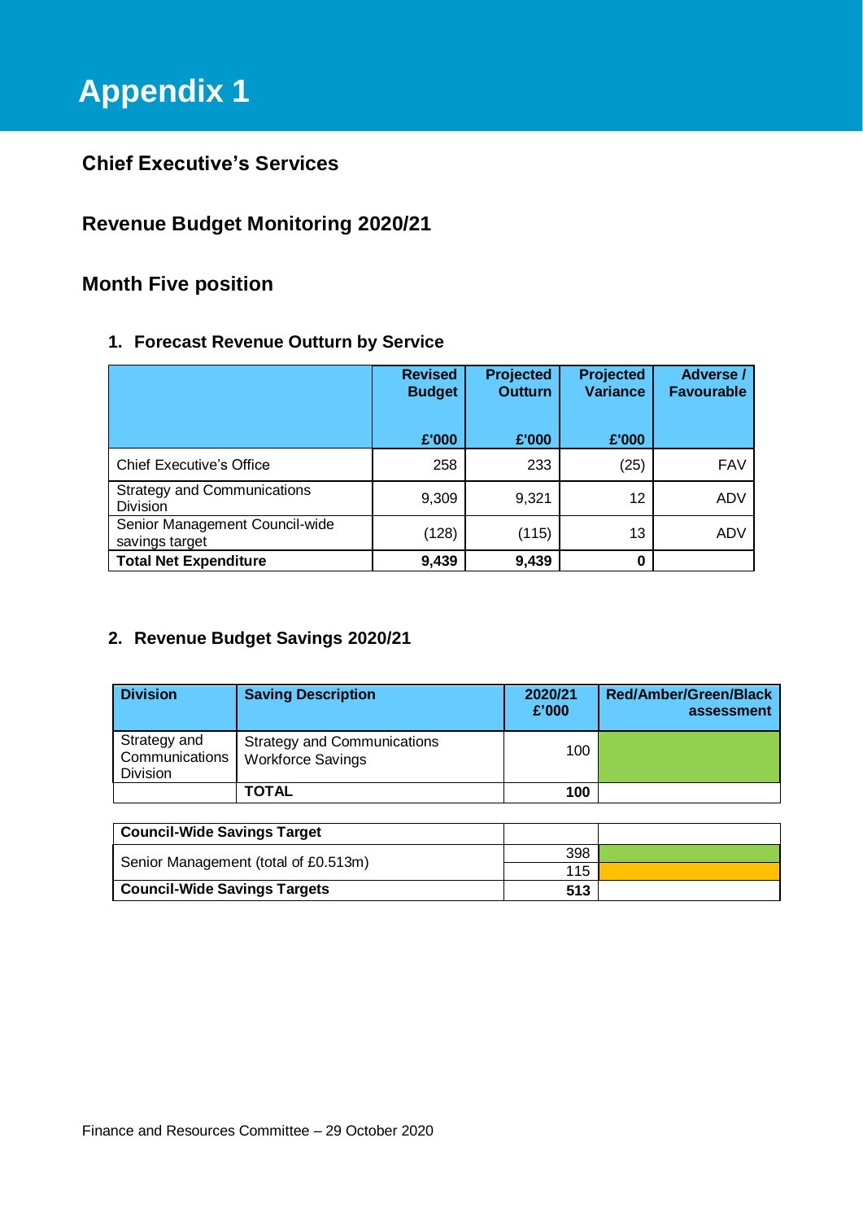# Appendix 1

## Chief Executive's Services

## Revenue Budget Monitoring 2020/21

## Month Five position

### 1. Forecast Revenue Outturn by Service

| | Revised Budget £'000 | Projected Outturn £'000 | Projected Variance £'000 | Adverse / Favourable |
|---|---|---|---|---|
| Chief Executive's Office | 258 | 233 | (25) | FAV |
| Strategy and Communications Division | 9,309 | 9,321 | 12 | ADV |
| Senior Management Council-wide savings target | (128) | (115) | 13 | ADV |
| **Total Net Expenditure** | **9,439** | **9,439** | **0** | |

### 2. Revenue Budget Savings 2020/21

| Division | Saving Description | 2020/21 £'000 | Red/Amber/Green/Black assessment |
|---|---|---|---|
| Strategy and Communications Division | Strategy and Communications Workforce Savings | 100 | Green |
| | **TOTAL** | **100** | |

| Council-Wide Savings Target | | |
|---|---|---|
| Senior Management (total of £0.513m) | 398 | Green |
| | 115 | Amber |
| **Council-Wide Savings Targets** | **513** | |

Finance and Resources Committee – 29 October 2020